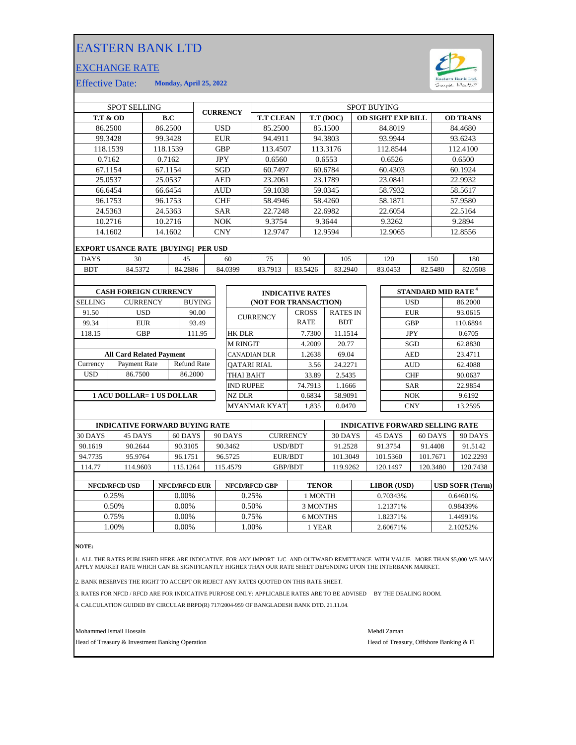# EASTERN BANK LTD

## EXCHANGE RATE

Effective Date: **Monday, April 25, 2022**

| SPOT SELLING | | CURRENCY | SPOT BUYING | | | |
|---|---|---|---|---|---|---|
| **T.T & OD** | **B.C** | | **T.T CLEAN** | **T.T (DOC)** | **OD SIGHT EXP BILL** | **OD TRANS** |
| 86.2500 | 86.2500 | USD | 85.2500 | 85.1500 | 84.8019 | 84.4680 |
| 99.3428 | 99.3428 | EUR | 94.4911 | 94.3803 | 93.9944 | 93.6243 |
| 118.1539 | 118.1539 | GBP | 113.4507 | 113.3176 | 112.8544 | 112.4100 |
| 0.7162 | 0.7162 | JPY | 0.6560 | 0.6553 | 0.6526 | 0.6500 |
| 67.1154 | 67.1154 | SGD | 60.7497 | 60.6784 | 60.4303 | 60.1924 |
| 25.0537 | 25.0537 | AED | 23.2061 | 23.1789 | 23.0841 | 22.9932 |
| 66.6454 | 66.6454 | AUD | 59.1038 | 59.0345 | 58.7932 | 58.5617 |
| 96.1753 | 96.1753 | CHF | 58.4946 | 58.4260 | 58.1871 | 57.9580 |
| 24.5363 | 24.5363 | SAR | 22.7248 | 22.6982 | 22.6054 | 22.5164 |
| 10.2716 | 10.2716 | NOK | 9.3754 | 9.3644 | 9.3262 | 9.2894 |
| 14.1602 | 14.1602 | CNY | 12.9747 | 12.9594 | 12.9065 | 12.8556 |

**EXPORT USANCE RATE [BUYING] PER USD**

| DAYS | 30 | 45 | 60 | 75 | 90 | 105 | 120 | 150 | 180 |
|---|---|---|---|---|---|---|---|---|---|
| BDT | 84.5372 | 84.2886 | 84.0399 | 83.7913 | 83.5426 | 83.2940 | 83.0453 | 82.5480 | 82.0508 |

**CASH FOREIGN CURRENCY**

| SELLING | CURRENCY | BUYING |
|---|---|---|
| 91.50 | USD | 90.00 |
| 99.34 | EUR | 93.49 |
| 118.15 | GBP | 111.95 |

**All Card Related Payment**

| Currency | Payment Rate | Refund Rate |
|---|---|---|
| USD | 86.7500 | 86.2000 |

**1 ACU DOLLAR= 1 US DOLLAR**

**INDICATIVE RATES (NOT FOR TRANSACTION)**

| CURRENCY | CROSS RATE | RATES IN BDT |
|---|---|---|
| HK DLR | 7.7300 | 11.1514 |
| M RINGIT | 4.2009 | 20.77 |
| CANADIAN DLR | 1.2638 | 69.04 |
| QATARI RIAL | 3.56 | 24.2271 |
| THAI BAHT | 33.89 | 2.5435 |
| IND RUPEE | 74.7913 | 1.1666 |
| NZ DLR | 0.6834 | 58.9091 |
| MYANMAR KYAT | 1,835 | 0.0470 |

**STANDARD MID RATE [4]**

| Currency | Rate |
|---|---|
| USD | 86.2000 |
| EUR | 93.0615 |
| GBP | 110.6894 |
| JPY | 0.6705 |
| SGD | 62.8830 |
| AED | 23.4711 |
| AUD | 62.4088 |
| CHF | 90.0637 |
| SAR | 22.9854 |
| NOK | 9.6192 |
| CNY | 13.2595 |

| INDICATIVE FORWARD BUYING RATE | | | | | INDICATIVE FORWARD SELLING RATE | | | |
|---|---|---|---|---|---|---|---|---|
| 30 DAYS | 45 DAYS | 60 DAYS | 90 DAYS | CURRENCY | 30 DAYS | 45 DAYS | 60 DAYS | 90 DAYS |
| 90.1619 | 90.2644 | 90.3105 | 90.3462 | USD/BDT | 91.2528 | 91.3754 | 91.4408 | 91.5142 |
| 94.7735 | 95.9764 | 96.1751 | 96.5725 | EUR/BDT | 101.3049 | 101.5360 | 101.7671 | 102.2293 |
| 114.77 | 114.9603 | 115.1264 | 115.4579 | GBP/BDT | 119.9262 | 120.1497 | 120.3480 | 120.7438 |

| NFCD/RFCD USD | NFCD/RFCD EUR | NFCD/RFCD GBP | TENOR | LIBOR (USD) | USD SOFR (Term) |
|---|---|---|---|---|---|
| 0.25% | 0.00% | 0.25% | 1 MONTH | 0.70343% | 0.64601% |
| 0.50% | 0.00% | 0.50% | 3 MONTHS | 1.21371% | 0.98439% |
| 0.75% | 0.00% | 0.75% | 6 MONTHS | 1.82371% | 1.44991% |
| 1.00% | 0.00% | 1.00% | 1 YEAR | 2.60671% | 2.10252% |

**NOTE:**

1. ALL THE RATES PUBLISHED HERE ARE INDICATIVE. FOR ANY IMPORT L/C AND OUTWARD REMITTANCE WITH VALUE MORE THAN $5,000 WE MAY APPLY MARKET RATE WHICH CAN BE SIGNIFICANTLY HIGHER THAN OUR RATE SHEET DEPENDING UPON THE INTERBANK MARKET.
2. BANK RESERVES THE RIGHT TO ACCEPT OR REJECT ANY RATES QUOTED ON THIS RATE SHEET.
3. RATES FOR NFCD / RFCD ARE FOR INDICATIVE PURPOSE ONLY: APPLICABLE RATES ARE TO BE ADVISED BY THE DEALING ROOM.
4. CALCULATION GUIDED BY CIRCULAR BRPD(R) 717/2004-959 OF BANGLADESH BANK DTD. 21.11.04.

Mohammed Ismail Hossain
Head of Treasury & Investment Banking Operation

Mehdi Zaman
Head of Treasury, Offshore Banking & FI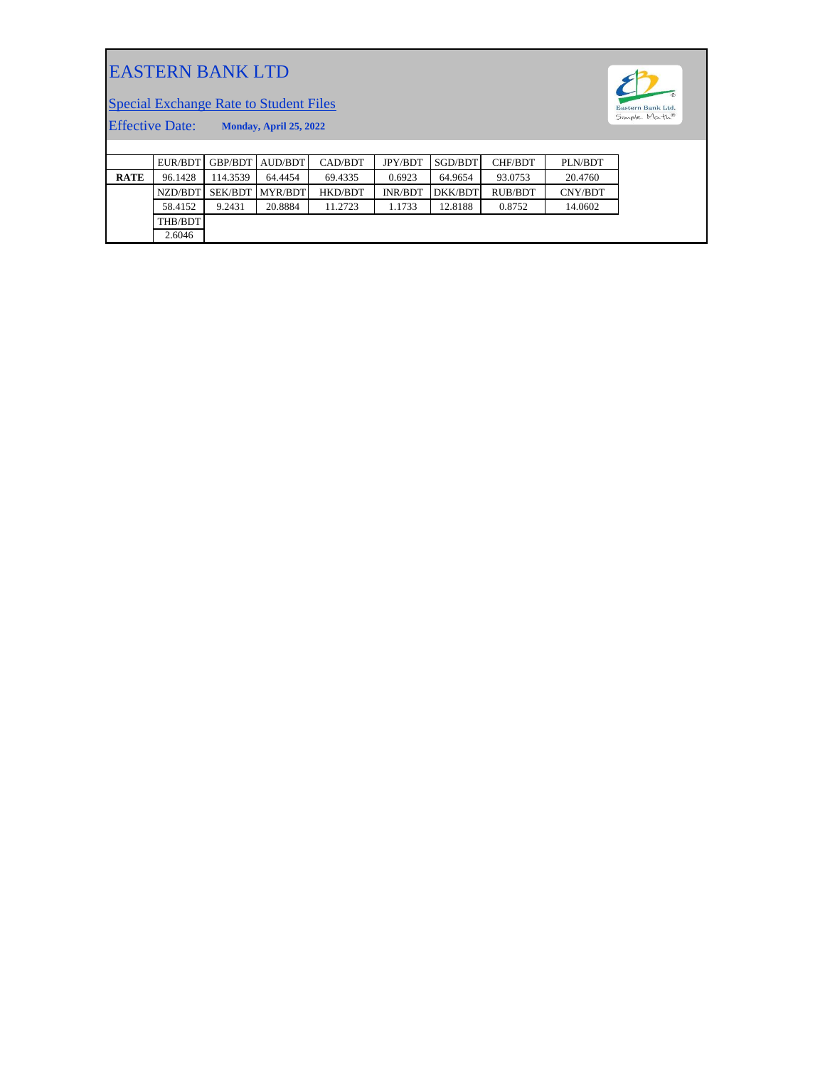# EASTERN BANK LTD

Special Exchange Rate to Student Files

Effective Date: **Monday, April 25, 2022**

| | | | | | | | | |
|---|---|---|---|---|---|---|---|---|
| | EUR/BDT | GBP/BDT | AUD/BDT | CAD/BDT | JPY/BDT | SGD/BDT | CHF/BDT | PLN/BDT |
| **RATE** | 96.1428 | 114.3539 | 64.4454 | 69.4335 | 0.6923 | 64.9654 | 93.0753 | 20.4760 |
| | NZD/BDT | SEK/BDT | MYR/BDT | HKD/BDT | INR/BDT | DKK/BDT | RUB/BDT | CNY/BDT |
| | 58.4152 | 9.2431 | 20.8884 | 11.2723 | 1.1733 | 12.8188 | 0.8752 | 14.0602 |
| | THB/BDT | | | | | | | |
| | 2.6046 | | | | | | | |